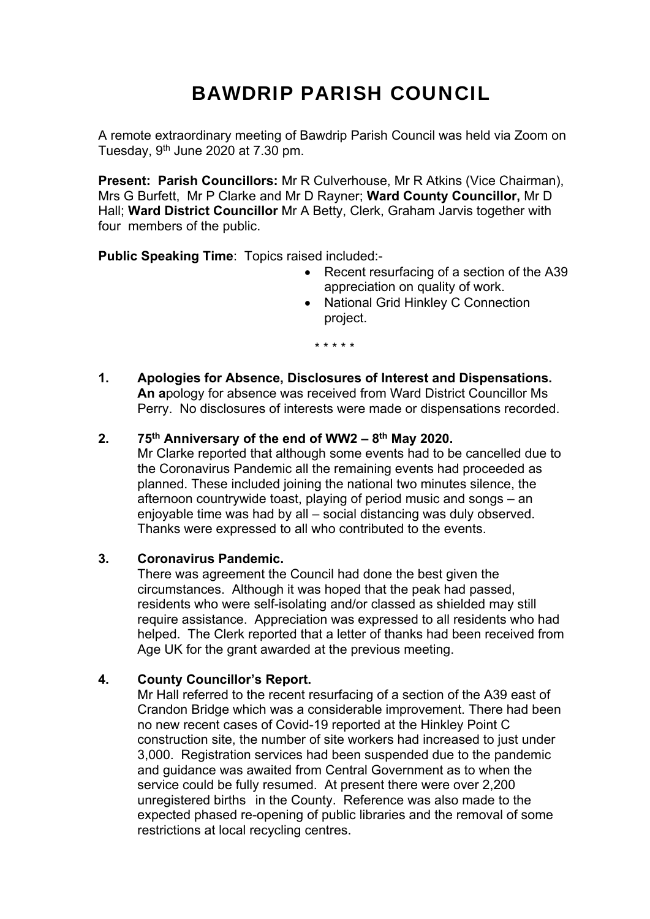# BAWDRIP PARISH COUNCIL

A remote extraordinary meeting of Bawdrip Parish Council was held via Zoom on Tuesday, 9th June 2020 at 7.30 pm.

**Present: Parish Councillors:** Mr R Culverhouse, Mr R Atkins (Vice Chairman), Mrs G Burfett, Mr P Clarke and Mr D Rayner; **Ward County Councillor,** Mr D Hall; **Ward District Councillor** Mr A Betty, Clerk, Graham Jarvis together with four members of the public.

**Public Speaking Time**: Topics raised included:-

- Recent resurfacing of a section of the A39 appreciation on quality of work.
- National Grid Hinkley C Connection project.

\* \* \* \* \*

**1. Apologies for Absence, Disclosures of Interest and Dispensations.**
**An a**pology for absence was received from Ward District Councillor Ms Perry. No disclosures of interests were made or dispensations recorded.

**2. 75th Anniversary of the end of WW2 – 8th May 2020.**
Mr Clarke reported that although some events had to be cancelled due to the Coronavirus Pandemic all the remaining events had proceeded as planned. These included joining the national two minutes silence, the afternoon countrywide toast, playing of period music and songs – an enjoyable time was had by all – social distancing was duly observed. Thanks were expressed to all who contributed to the events.

**3. Coronavirus Pandemic.**
There was agreement the Council had done the best given the circumstances. Although it was hoped that the peak had passed, residents who were self-isolating and/or classed as shielded may still require assistance. Appreciation was expressed to all residents who had helped. The Clerk reported that a letter of thanks had been received from Age UK for the grant awarded at the previous meeting.

**4. County Councillor's Report.**
Mr Hall referred to the recent resurfacing of a section of the A39 east of Crandon Bridge which was a considerable improvement. There had been no new recent cases of Covid-19 reported at the Hinkley Point C construction site, the number of site workers had increased to just under 3,000. Registration services had been suspended due to the pandemic and guidance was awaited from Central Government as to when the service could be fully resumed. At present there were over 2,200 unregistered births in the County. Reference was also made to the expected phased re-opening of public libraries and the removal of some restrictions at local recycling centres.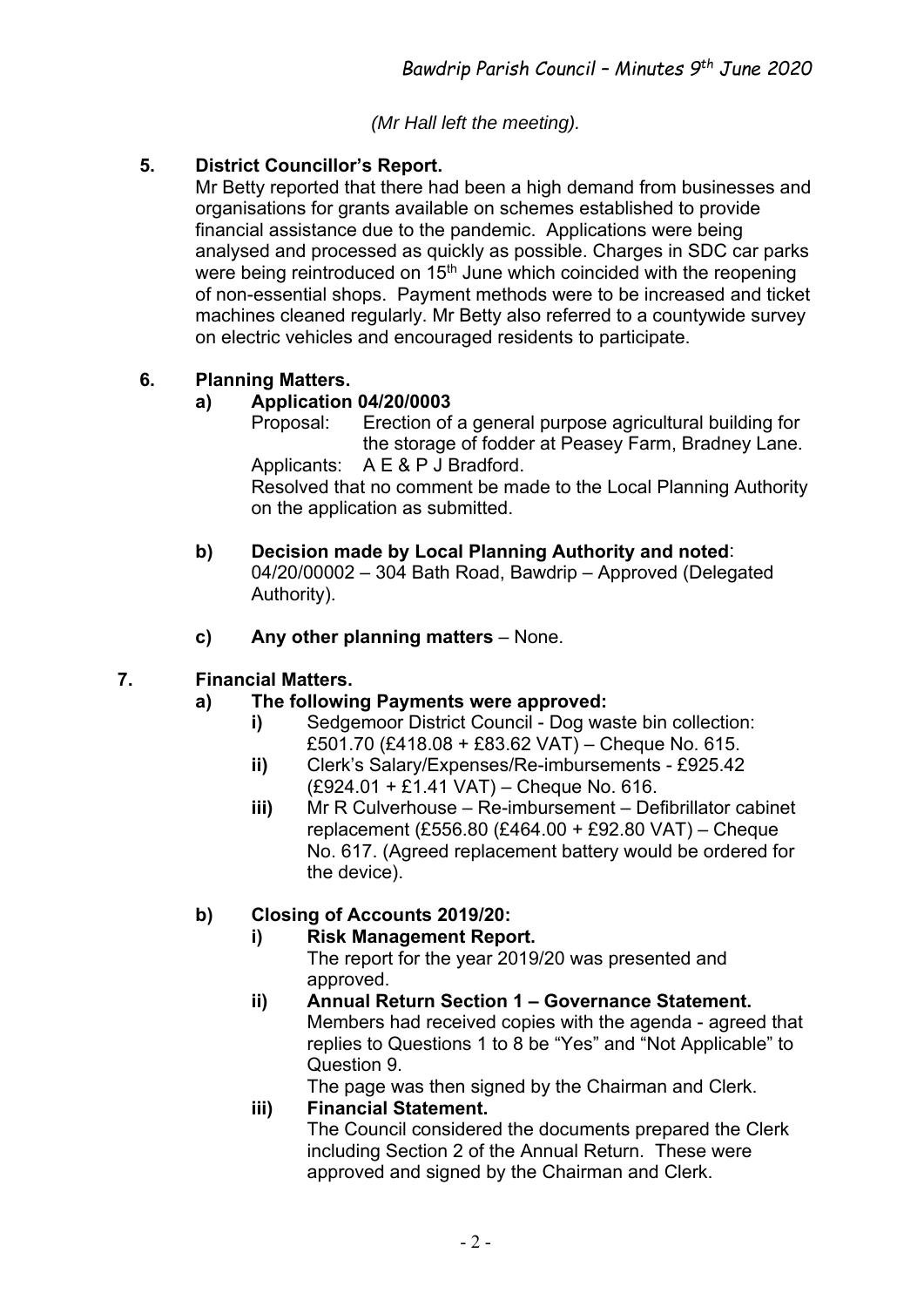*(Mr Hall left the meeting).*

**5. District Councillor's Report.**

Mr Betty reported that there had been a high demand from businesses and organisations for grants available on schemes established to provide financial assistance due to the pandemic. Applications were being analysed and processed as quickly as possible. Charges in SDC car parks were being reintroduced on 15th June which coincided with the reopening of non-essential shops. Payment methods were to be increased and ticket machines cleaned regularly. Mr Betty also referred to a countywide survey on electric vehicles and encouraged residents to participate.

**6. Planning Matters.**

**a) Application 04/20/0003**

Proposal: Erection of a general purpose agricultural building for the storage of fodder at Peasey Farm, Bradney Lane.

Applicants: A E & P J Bradford.

Resolved that no comment be made to the Local Planning Authority on the application as submitted.

**b) Decision made by Local Planning Authority and noted**:
04/20/00002 – 304 Bath Road, Bawdrip – Approved (Delegated Authority).

**c) Any other planning matters** – None.

**7. Financial Matters.**

**a) The following Payments were approved:**

**i)** Sedgemoor District Council - Dog waste bin collection: £501.70 (£418.08 + £83.62 VAT) – Cheque No. 615.

**ii)** Clerk's Salary/Expenses/Re-imbursements - £925.42 (£924.01 + £1.41 VAT) – Cheque No. 616.

**iii)** Mr R Culverhouse – Re-imbursement – Defibrillator cabinet replacement (£556.80 (£464.00 + £92.80 VAT) – Cheque No. 617. (Agreed replacement battery would be ordered for the device).

**b) Closing of Accounts 2019/20:**

**i) Risk Management Report.**
The report for the year 2019/20 was presented and approved.

**ii) Annual Return Section 1 – Governance Statement.**
Members had received copies with the agenda - agreed that replies to Questions 1 to 8 be "Yes" and "Not Applicable" to Question 9.
The page was then signed by the Chairman and Clerk.

**iii) Financial Statement.**
The Council considered the documents prepared the Clerk including Section 2 of the Annual Return. These were approved and signed by the Chairman and Clerk.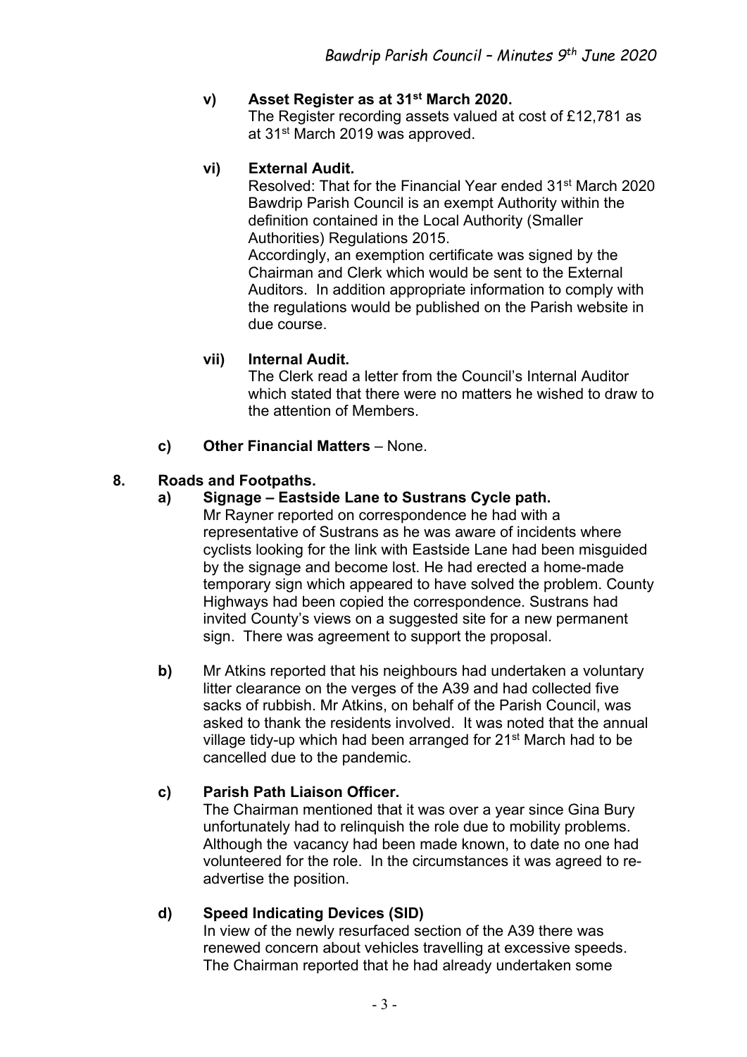**v) Asset Register as at 31st March 2020.**

The Register recording assets valued at cost of £12,781 as at 31st March 2019 was approved.

**vi) External Audit.**

Resolved: That for the Financial Year ended 31st March 2020 Bawdrip Parish Council is an exempt Authority within the definition contained in the Local Authority (Smaller Authorities) Regulations 2015.

Accordingly, an exemption certificate was signed by the Chairman and Clerk which would be sent to the External Auditors. In addition appropriate information to comply with the regulations would be published on the Parish website in due course.

**vii) Internal Audit.**

The Clerk read a letter from the Council's Internal Auditor which stated that there were no matters he wished to draw to the attention of Members.

**c) Other Financial Matters** – None.

**8. Roads and Footpaths.**

**a) Signage – Eastside Lane to Sustrans Cycle path.**

Mr Rayner reported on correspondence he had with a representative of Sustrans as he was aware of incidents where cyclists looking for the link with Eastside Lane had been misguided by the signage and become lost. He had erected a home-made temporary sign which appeared to have solved the problem. County Highways had been copied the correspondence. Sustrans had invited County's views on a suggested site for a new permanent sign. There was agreement to support the proposal.

**b)** Mr Atkins reported that his neighbours had undertaken a voluntary litter clearance on the verges of the A39 and had collected five sacks of rubbish. Mr Atkins, on behalf of the Parish Council, was asked to thank the residents involved. It was noted that the annual village tidy-up which had been arranged for 21st March had to be cancelled due to the pandemic.

**c) Parish Path Liaison Officer.**

The Chairman mentioned that it was over a year since Gina Bury unfortunately had to relinquish the role due to mobility problems. Although the vacancy had been made known, to date no one had volunteered for the role. In the circumstances it was agreed to re-advertise the position.

**d) Speed Indicating Devices (SID)**

In view of the newly resurfaced section of the A39 there was renewed concern about vehicles travelling at excessive speeds. The Chairman reported that he had already undertaken some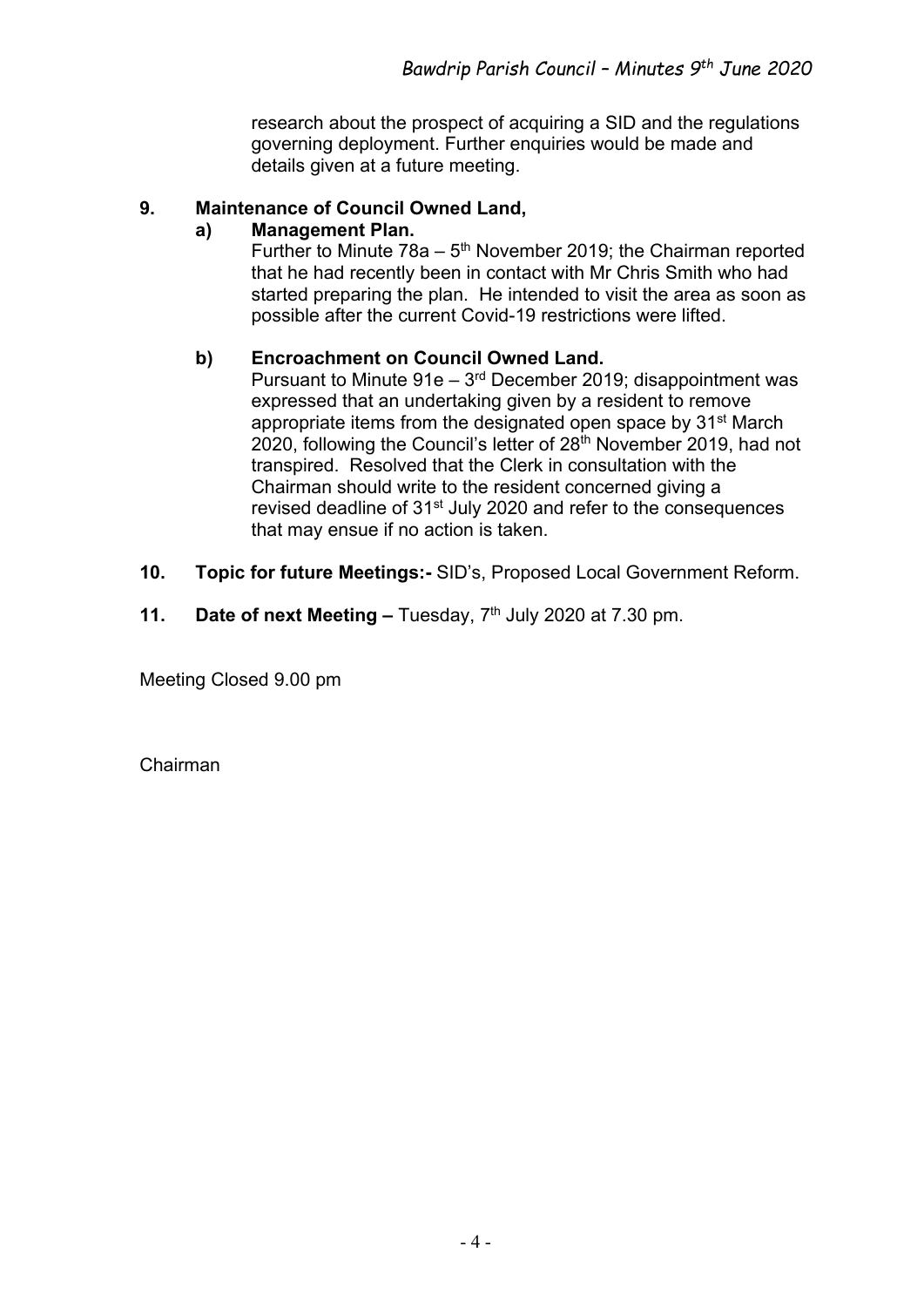research about the prospect of acquiring a SID and the regulations governing deployment. Further enquiries would be made and details given at a future meeting.

**9. Maintenance of Council Owned Land,**

**a) Management Plan.**

Further to Minute 78a – 5th November 2019; the Chairman reported that he had recently been in contact with Mr Chris Smith who had started preparing the plan. He intended to visit the area as soon as possible after the current Covid-19 restrictions were lifted.

**b) Encroachment on Council Owned Land.**

Pursuant to Minute 91e – 3rd December 2019; disappointment was expressed that an undertaking given by a resident to remove appropriate items from the designated open space by 31st March 2020, following the Council's letter of 28th November 2019, had not transpired. Resolved that the Clerk in consultation with the Chairman should write to the resident concerned giving a revised deadline of 31st July 2020 and refer to the consequences that may ensue if no action is taken.

**10. Topic for future Meetings:-** SID's, Proposed Local Government Reform.

**11. Date of next Meeting –** Tuesday, 7th July 2020 at 7.30 pm.

Meeting Closed 9.00 pm

Chairman